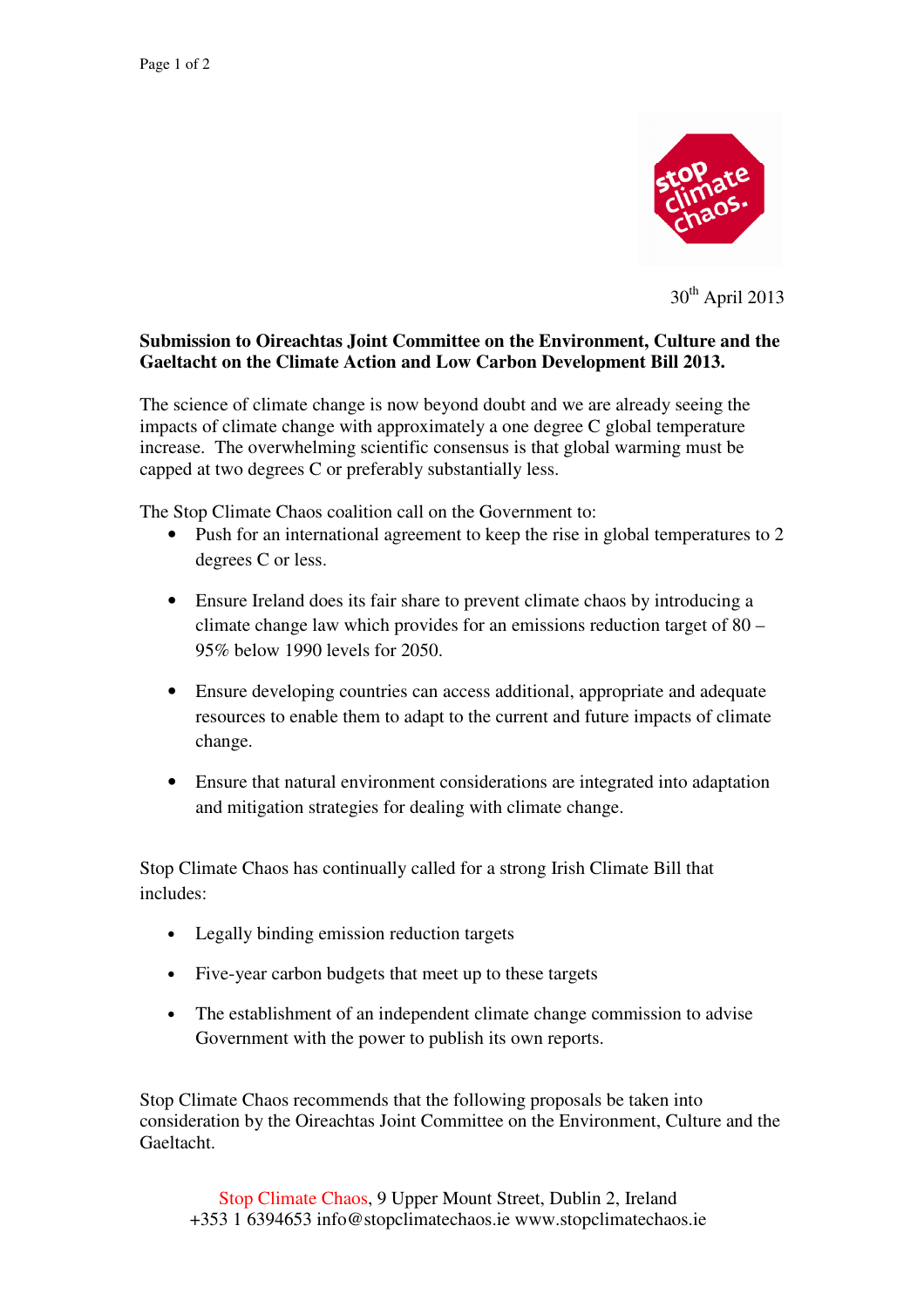30th April 2013

**Submission to Oireachtas Joint Committee on the Environment, Culture and the Gaeltacht on the Climate Action and Low Carbon Development Bill 2013.**

The science of climate change is now beyond doubt and we are already seeing the impacts of climate change with approximately a one degree C global temperature increase. The overwhelming scientific consensus is that global warming must be capped at two degrees C or preferably substantially less.

The Stop Climate Chaos coalition call on the Government to:

- Push for an international agreement to keep the rise in global temperatures to 2 degrees C or less.
- Ensure Ireland does its fair share to prevent climate chaos by introducing a climate change law which provides for an emissions reduction target of 80 – 95% below 1990 levels for 2050.
- Ensure developing countries can access additional, appropriate and adequate resources to enable them to adapt to the current and future impacts of climate change.
- Ensure that natural environment considerations are integrated into adaptation and mitigation strategies for dealing with climate change.

Stop Climate Chaos has continually called for a strong Irish Climate Bill that includes:

- Legally binding emission reduction targets
- Five-year carbon budgets that meet up to these targets
- The establishment of an independent climate change commission to advise Government with the power to publish its own reports.

Stop Climate Chaos recommends that the following proposals be taken into consideration by the Oireachtas Joint Committee on the Environment, Culture and the Gaeltacht.

Stop Climate Chaos, 9 Upper Mount Street, Dublin 2, Ireland
+353 1 6394653 info@stopclimatechaos.ie www.stopclimatechaos.ie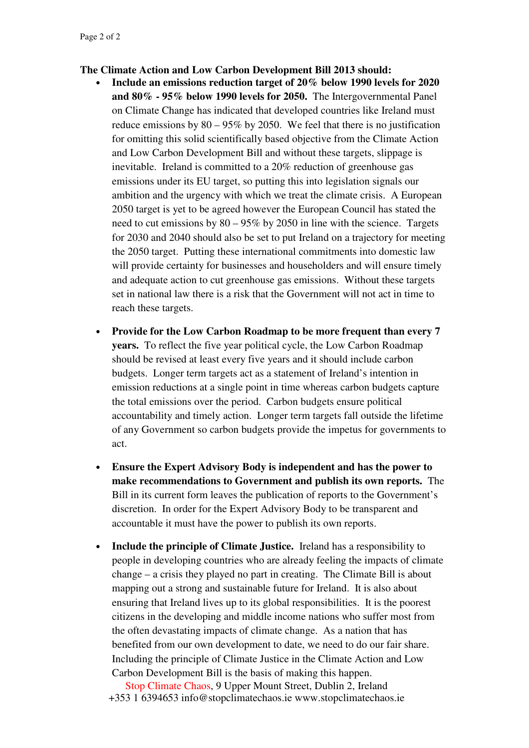**The Climate Action and Low Carbon Development Bill 2013 should:**

- **Include an emissions reduction target of 20% below 1990 levels for 2020 and 80% - 95% below 1990 levels for 2050.** The Intergovernmental Panel on Climate Change has indicated that developed countries like Ireland must reduce emissions by 80 – 95% by 2050. We feel that there is no justification for omitting this solid scientifically based objective from the Climate Action and Low Carbon Development Bill and without these targets, slippage is inevitable. Ireland is committed to a 20% reduction of greenhouse gas emissions under its EU target, so putting this into legislation signals our ambition and the urgency with which we treat the climate crisis. A European 2050 target is yet to be agreed however the European Council has stated the need to cut emissions by 80 – 95% by 2050 in line with the science. Targets for 2030 and 2040 should also be set to put Ireland on a trajectory for meeting the 2050 target. Putting these international commitments into domestic law will provide certainty for businesses and householders and will ensure timely and adequate action to cut greenhouse gas emissions. Without these targets set in national law there is a risk that the Government will not act in time to reach these targets.

- **Provide for the Low Carbon Roadmap to be more frequent than every 7 years.** To reflect the five year political cycle, the Low Carbon Roadmap should be revised at least every five years and it should include carbon budgets. Longer term targets act as a statement of Ireland's intention in emission reductions at a single point in time whereas carbon budgets capture the total emissions over the period. Carbon budgets ensure political accountability and timely action. Longer term targets fall outside the lifetime of any Government so carbon budgets provide the impetus for governments to act.

- **Ensure the Expert Advisory Body is independent and has the power to make recommendations to Government and publish its own reports.** The Bill in its current form leaves the publication of reports to the Government's discretion. In order for the Expert Advisory Body to be transparent and accountable it must have the power to publish its own reports.

- **Include the principle of Climate Justice.** Ireland has a responsibility to people in developing countries who are already feeling the impacts of climate change – a crisis they played no part in creating. The Climate Bill is about mapping out a strong and sustainable future for Ireland. It is also about ensuring that Ireland lives up to its global responsibilities. It is the poorest citizens in the developing and middle income nations who suffer most from the often devastating impacts of climate change. As a nation that has benefited from our own development to date, we need to do our fair share. Including the principle of Climate Justice in the Climate Action and Low Carbon Development Bill is the basis of making this happen.

Stop Climate Chaos, 9 Upper Mount Street, Dublin 2, Ireland
+353 1 6394653 info@stopclimatechaos.ie www.stopclimatechaos.ie